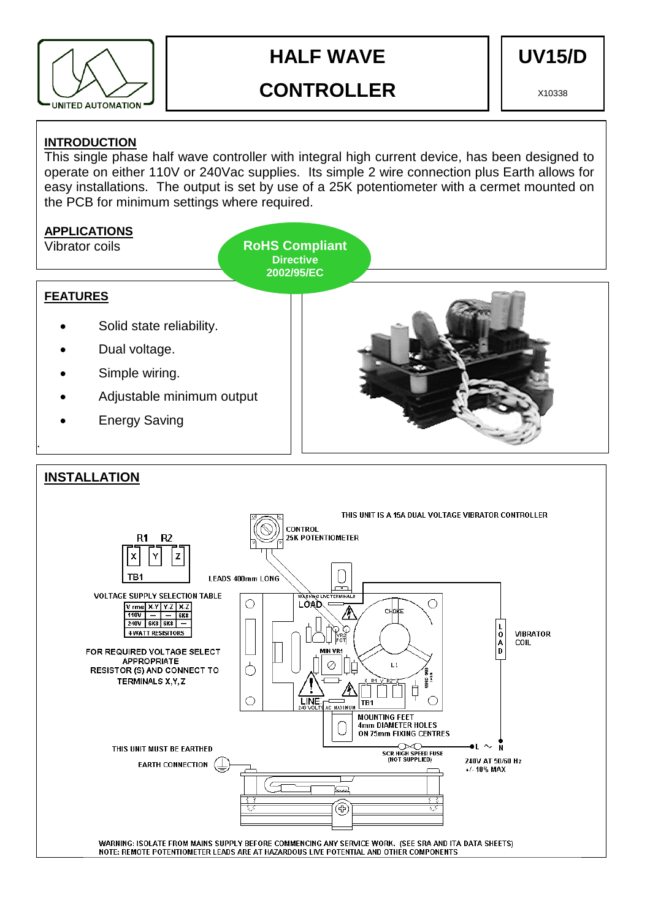# HALF WAVE CONTROLLER

**UV15/D**

X10338

## INTRODUCTION

This single phase half wave controller with integral high current device, has been designed to operate on either 110V or 240Vac supplies. Its simple 2 wire connection plus Earth allows for easy installations. The output is set by use of a 25K potentiometer with a cermet mounted on the PCB for minimum settings where required.

## APPLICATIONS

Vibrator coils

**RoHS Compliant**
**Directive 2002/95/EC**

## FEATURES

- Solid state reliability.
- Dual voltage.
- Simple wiring.
- Adjustable minimum output
- Energy Saving

## INSTALLATION

THIS UNIT IS A 15A DUAL VOLTAGE VIBRATOR CONTROLLER

CONTROL 25K POTENTIOMETER

LEADS 400mm LONG

R1 R2

X Y Z

TB1

VOLTAGE SUPPLY SELECTION TABLE

| V rms | X-Y | Y-Z | X-Z |
|---|---|---|---|
| 110V | — | — | 6K8 |
| 240V | 6K8 | 6K8 | — |
| 4 WATT RESISTORS | | | |

FOR REQUIRED VOLTAGE SELECT APPROPRIATE RESISTOR (S) AND CONNECT TO TERMINALS X,Y,Z

WARNING LIVE TERMINALS

LOAD

CHOKE

VR2 POT

MIN VR1

L1

X R1 Y R2 Z

LINE 240 VOLTS AC MAXIMUM

TB1

LOAD

VIBRATOR COIL

MOUNTING FEET 4mm DIAMETER HOLES ON 75mm FIXING CENTRES

THIS UNIT MUST BE EARTHED

EARTH CONNECTION

SCR HIGH SPEED FUSE (NOT SUPPLIED)

L ~ N

240V AT 50/60 Hz +/- 10% MAX

WARNING: ISOLATE FROM MAINS SUPPLY BEFORE COMMENCING ANY SERVICE WORK. (SEE SRA AND ITA DATA SHEETS)
NOTE: REMOTE POTENTIOMETER LEADS ARE AT HAZARDOUS LIVE POTENTIAL AND OTHER COMPONENTS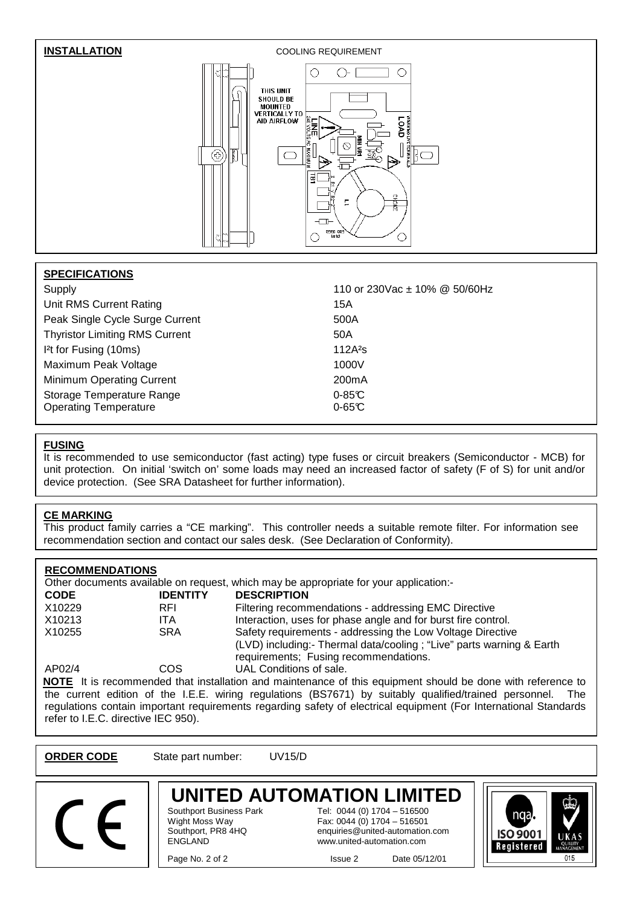## INSTALLATION

COOLING REQUIREMENT

THIS UNIT SHOULD BE MOUNTED VERTICALLY TO AID AIRFLOW

## SPECIFICATIONS

| | |
|---|---|
| Supply | 110 or 230Vac ± 10% @ 50/60Hz |
| Unit RMS Current Rating | 15A |
| Peak Single Cycle Surge Current | 500A |
| Thyristor Limiting RMS Current | 50A |
| $I^2t$ for Fusing (10ms) | $112A^2s$ |
| Maximum Peak Voltage | 1000V |
| Minimum Operating Current | 200mA |
| Storage Temperature Range | 0-85°C |
| Operating Temperature | 0-65°C |

## FUSING

It is recommended to use semiconductor (fast acting) type fuses or circuit breakers (Semiconductor - MCB) for unit protection. On initial 'switch on' some loads may need an increased factor of safety (F of S) for unit and/or device protection. (See SRA Datasheet for further information).

## CE MARKING

This product family carries a "CE marking". This controller needs a suitable remote filter. For information see recommendation section and contact our sales desk. (See Declaration of Conformity).

## RECOMMENDATIONS

Other documents available on request, which may be appropriate for your application:-

| CODE | IDENTITY | DESCRIPTION |
|---|---|---|
| X10229 | RFI | Filtering recommendations - addressing EMC Directive |
| X10213 | ITA | Interaction, uses for phase angle and for burst fire control. |
| X10255 | SRA | Safety requirements - addressing the Low Voltage Directive (LVD) including:- Thermal data/cooling ; "Live" parts warning & Earth requirements; Fusing recommendations. |
| AP02/4 | COS | UAL Conditions of sale. |

**NOTE** It is recommended that installation and maintenance of this equipment should be done with reference to the current edition of the I.E.E. wiring regulations (BS7671) by suitably qualified/trained personnel. The regulations contain important requirements regarding safety of electrical equipment (For International Standards refer to I.E.C. directive IEC 950).

**ORDER CODE** State part number: UV15/D

# UNITED AUTOMATION LIMITED

Southport Business Park
Wight Moss Way
Southport, PR8 4HQ
ENGLAND

Tel: 0044 (0) 1704 – 516500
Fax: 0044 (0) 1704 – 516501
enquiries@united-automation.com
www.united-automation.com

Issue 2 Date 05/12/01